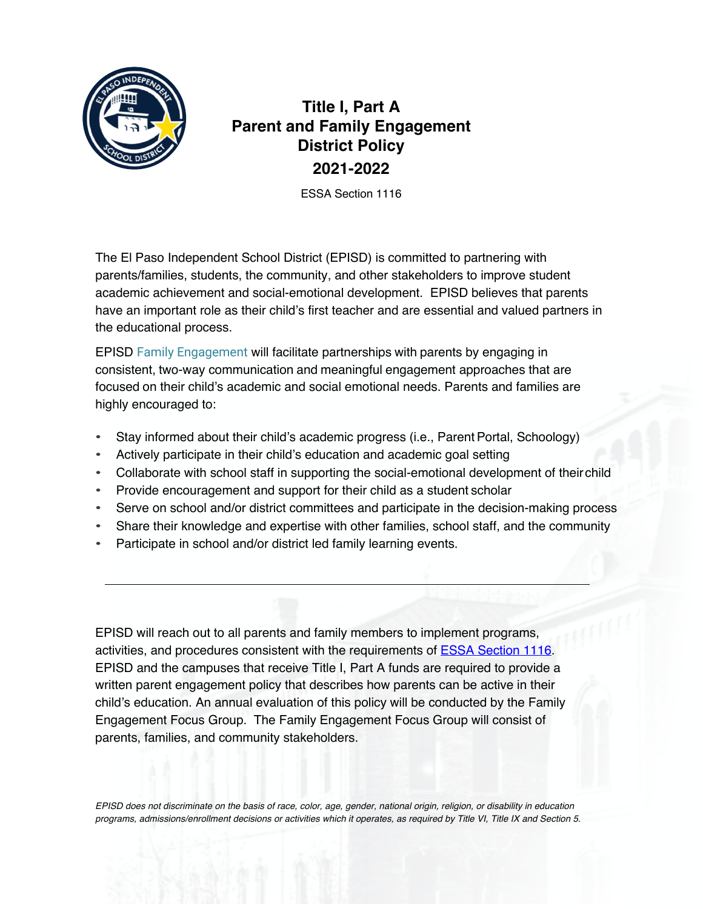# Title I, Part A
# Parent and Family Engagement District Policy
# 2021-2022

ESSA Section 1116

The El Paso Independent School District (EPISD) is committed to partnering with parents/families, students, the community, and other stakeholders to improve student academic achievement and social-emotional development. EPISD believes that parents have an important role as their child's first teacher and are essential and valued partners in the educational process.

EPISD Family Engagement will facilitate partnerships with parents by engaging in consistent, two-way communication and meaningful engagement approaches that are focused on their child's academic and social emotional needs. Parents and families are highly encouraged to:

- Stay informed about their child's academic progress (i.e., Parent Portal, Schoology)
- Actively participate in their child's education and academic goal setting
- Collaborate with school staff in supporting the social-emotional development of their child
- Provide encouragement and support for their child as a student scholar
- Serve on school and/or district committees and participate in the decision-making process
- Share their knowledge and expertise with other families, school staff, and the community
- Participate in school and/or district led family learning events.

---

EPISD will reach out to all parents and family members to implement programs, activities, and procedures consistent with the requirements of ESSA Section 1116. EPISD and the campuses that receive Title I, Part A funds are required to provide a written parent engagement policy that describes how parents can be active in their child's education. An annual evaluation of this policy will be conducted by the Family Engagement Focus Group. The Family Engagement Focus Group will consist of parents, families, and community stakeholders.

*EPISD does not discriminate on the basis of race, color, age, gender, national origin, religion, or disability in education programs, admissions/enrollment decisions or activities which it operates, as required by Title VI, Title IX and Section 5.*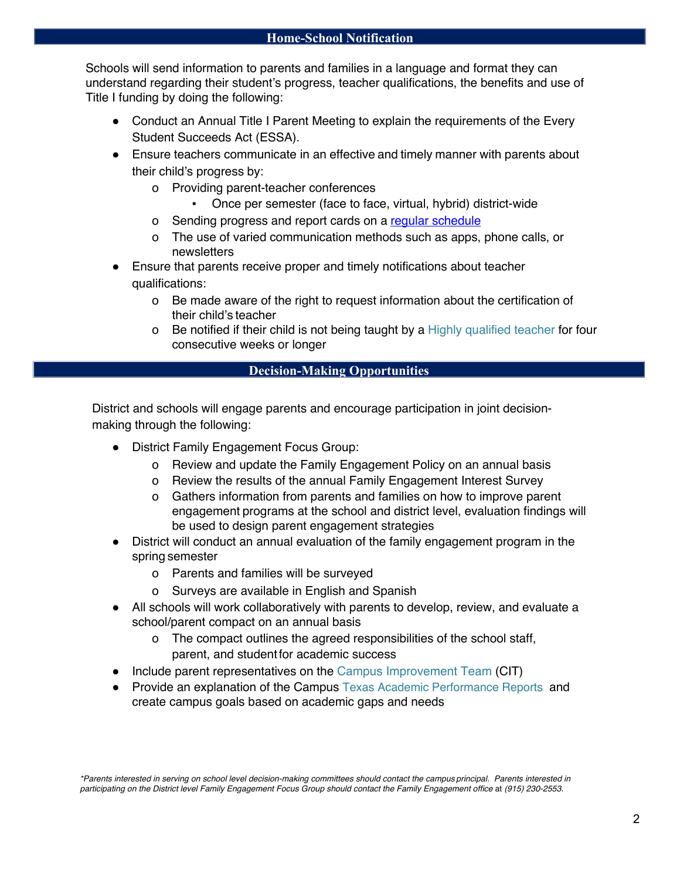## Home-School Notification

Schools will send information to parents and families in a language and format they can understand regarding their student's progress, teacher qualifications, the benefits and use of Title I funding by doing the following:

- Conduct an Annual Title I Parent Meeting to explain the requirements of the Every Student Succeeds Act (ESSA).
- Ensure teachers communicate in an effective and timely manner with parents about their child's progress by:
  - Providing parent-teacher conferences
    - Once per semester (face to face, virtual, hybrid) district-wide
  - Sending progress and report cards on a regular schedule
  - The use of varied communication methods such as apps, phone calls, or newsletters
- Ensure that parents receive proper and timely notifications about teacher qualifications:
  - Be made aware of the right to request information about the certification of their child's teacher
  - Be notified if their child is not being taught by a Highly qualified teacher for four consecutive weeks or longer

## Decision-Making Opportunities

District and schools will engage parents and encourage participation in joint decision-making through the following:

- District Family Engagement Focus Group:
  - Review and update the Family Engagement Policy on an annual basis
  - Review the results of the annual Family Engagement Interest Survey
  - Gathers information from parents and families on how to improve parent engagement programs at the school and district level, evaluation findings will be used to design parent engagement strategies
- District will conduct an annual evaluation of the family engagement program in the spring semester
  - Parents and families will be surveyed
  - Surveys are available in English and Spanish
- All schools will work collaboratively with parents to develop, review, and evaluate a school/parent compact on an annual basis
  - The compact outlines the agreed responsibilities of the school staff, parent, and student for academic success
- Include parent representatives on the Campus Improvement Team (CIT)
- Provide an explanation of the Campus Texas Academic Performance Reports and create campus goals based on academic gaps and needs

*\*Parents interested in serving on school level decision-making committees should contact the campus principal. Parents interested in participating on the District level Family Engagement Focus Group should contact the Family Engagement office at (915) 230-2553.*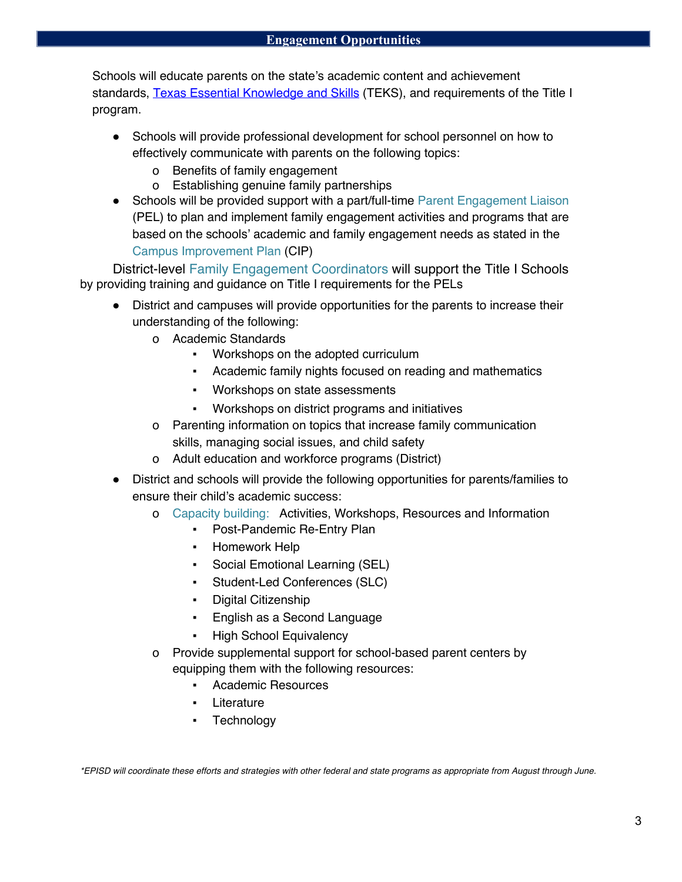## Engagement Opportunities

Schools will educate parents on the state's academic content and achievement standards, Texas Essential Knowledge and Skills (TEKS), and requirements of the Title I program.

- Schools will provide professional development for school personnel on how to effectively communicate with parents on the following topics:
  - Benefits of family engagement
  - Establishing genuine family partnerships
- Schools will be provided support with a part/full-time Parent Engagement Liaison (PEL) to plan and implement family engagement activities and programs that are based on the schools' academic and family engagement needs as stated in the Campus Improvement Plan (CIP)

District-level Family Engagement Coordinators will support the Title I Schools by providing training and guidance on Title I requirements for the PELs

- District and campuses will provide opportunities for the parents to increase their understanding of the following:
  - Academic Standards
    - Workshops on the adopted curriculum
    - Academic family nights focused on reading and mathematics
    - Workshops on state assessments
    - Workshops on district programs and initiatives
  - Parenting information on topics that increase family communication skills, managing social issues, and child safety
  - Adult education and workforce programs (District)
- District and schools will provide the following opportunities for parents/families to ensure their child's academic success:
  - Capacity building: Activities, Workshops, Resources and Information
    - Post-Pandemic Re-Entry Plan
    - Homework Help
    - Social Emotional Learning (SEL)
    - Student-Led Conferences (SLC)
    - Digital Citizenship
    - English as a Second Language
    - High School Equivalency
  - Provide supplemental support for school-based parent centers by equipping them with the following resources:
    - Academic Resources
    - Literature
    - Technology

*\*EPISD will coordinate these efforts and strategies with other federal and state programs as appropriate from August through June.*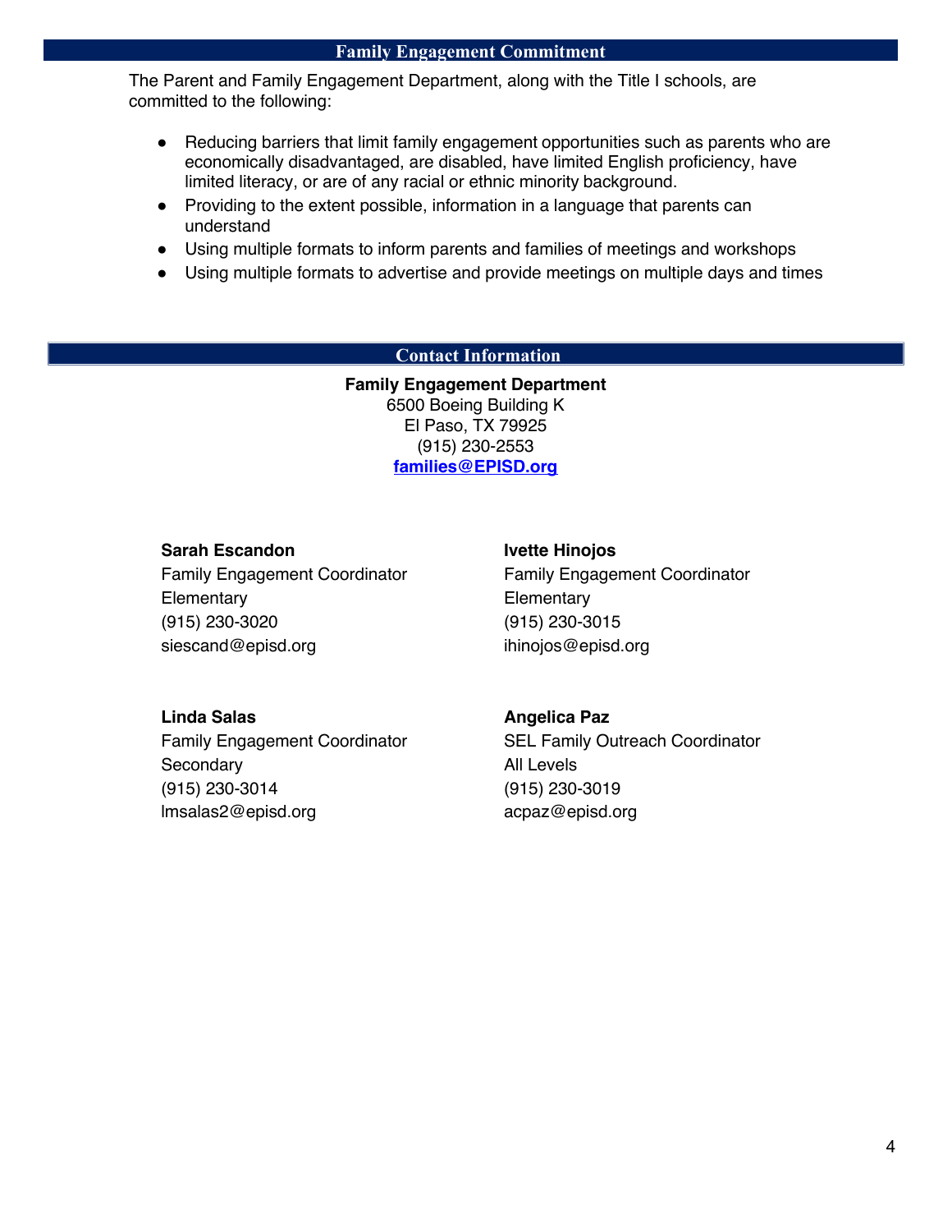## Family Engagement Commitment

The Parent and Family Engagement Department, along with the Title I schools, are committed to the following:

- Reducing barriers that limit family engagement opportunities such as parents who are economically disadvantaged, are disabled, have limited English proficiency, have limited literacy, or are of any racial or ethnic minority background.
- Providing to the extent possible, information in a language that parents can understand
- Using multiple formats to inform parents and families of meetings and workshops
- Using multiple formats to advertise and provide meetings on multiple days and times

## Contact Information

**Family Engagement Department**
6500 Boeing Building K
El Paso, TX 79925
(915) 230-2553
**families@EPISD.org**

**Sarah Escandon**
Family Engagement Coordinator
Elementary
(915) 230-3020
siescand@episd.org

**Ivette Hinojos**
Family Engagement Coordinator
Elementary
(915) 230-3015
ihinojos@episd.org

**Linda Salas**
Family Engagement Coordinator
Secondary
(915) 230-3014
lmsalas2@episd.org

**Angelica Paz**
SEL Family Outreach Coordinator
All Levels
(915) 230-3019
acpaz@episd.org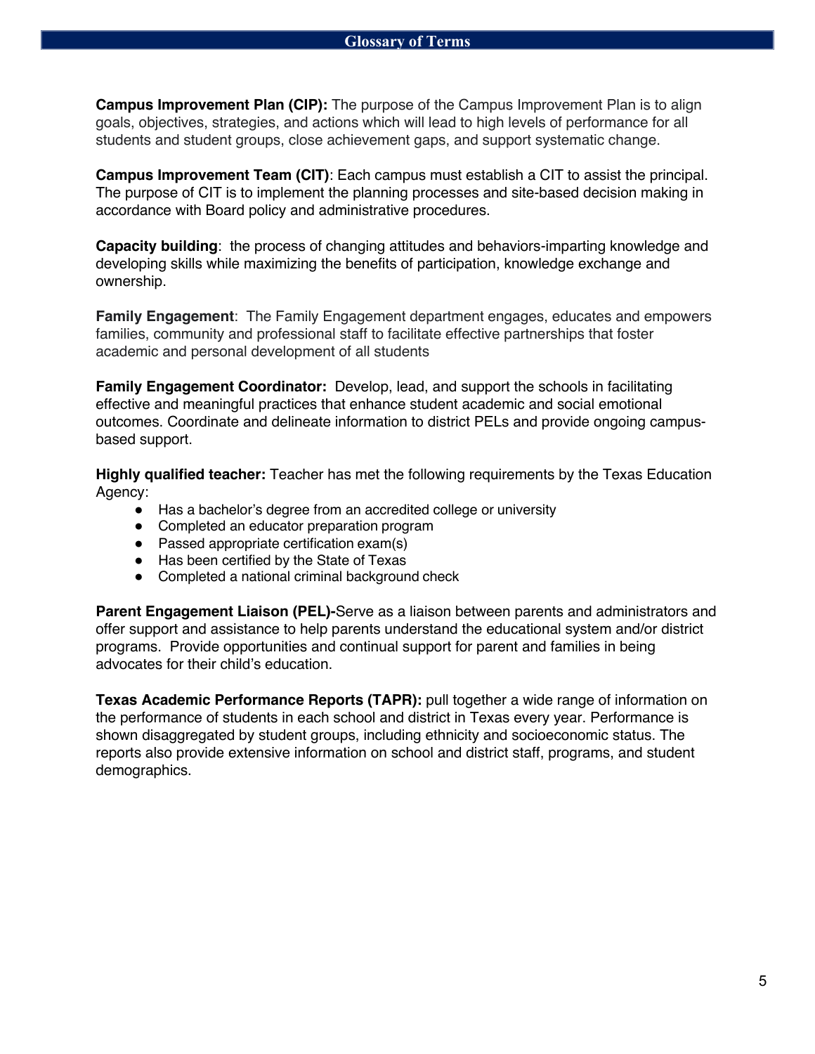## Glossary of Terms

**Campus Improvement Plan (CIP):** The purpose of the Campus Improvement Plan is to align goals, objectives, strategies, and actions which will lead to high levels of performance for all students and student groups, close achievement gaps, and support systematic change.

**Campus Improvement Team (CIT)**: Each campus must establish a CIT to assist the principal. The purpose of CIT is to implement the planning processes and site-based decision making in accordance with Board policy and administrative procedures.

**Capacity building**: the process of changing attitudes and behaviors-imparting knowledge and developing skills while maximizing the benefits of participation, knowledge exchange and ownership.

**Family Engagement**: The Family Engagement department engages, educates and empowers families, community and professional staff to facilitate effective partnerships that foster academic and personal development of all students

**Family Engagement Coordinator:** Develop, lead, and support the schools in facilitating effective and meaningful practices that enhance student academic and social emotional outcomes. Coordinate and delineate information to district PELs and provide ongoing campus-based support.

**Highly qualified teacher:** Teacher has met the following requirements by the Texas Education Agency:

- Has a bachelor's degree from an accredited college or university
- Completed an educator preparation program
- Passed appropriate certification exam(s)
- Has been certified by the State of Texas
- Completed a national criminal background check

**Parent Engagement Liaison (PEL)-**Serve as a liaison between parents and administrators and offer support and assistance to help parents understand the educational system and/or district programs. Provide opportunities and continual support for parent and families in being advocates for their child's education.

**Texas Academic Performance Reports (TAPR):** pull together a wide range of information on the performance of students in each school and district in Texas every year. Performance is shown disaggregated by student groups, including ethnicity and socioeconomic status. The reports also provide extensive information on school and district staff, programs, and student demographics.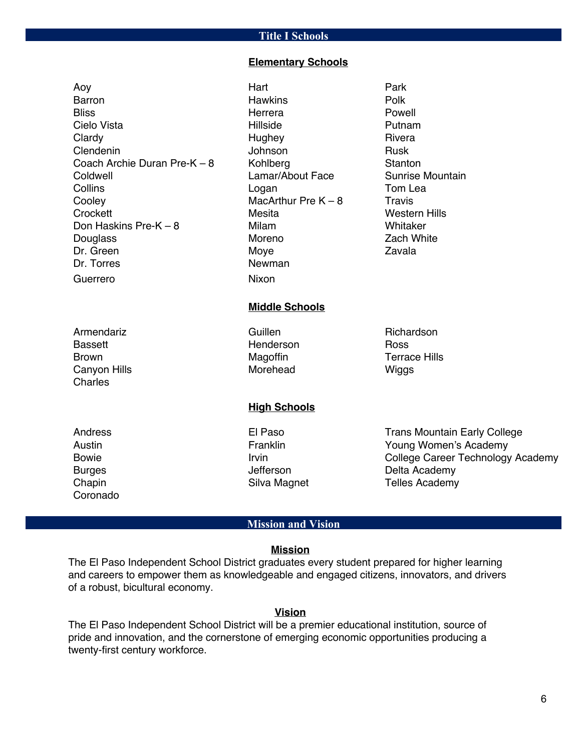## Title I Schools

### Elementary Schools

- Aoy
- Barron
- Bliss
- Cielo Vista
- Clardy
- Clendenin
- Coach Archie Duran Pre-K – 8
- Coldwell
- Collins
- Cooley
- Crockett
- Don Haskins Pre-K – 8
- Douglass
- Dr. Green
- Dr. Torres
- Guerrero
- Hart
- Hawkins
- Herrera
- Hillside
- Hughey
- Johnson
- Kohlberg
- Lamar/About Face
- Logan
- MacArthur Pre K – 8
- Mesita
- Milam
- Moreno
- Moye
- Newman
- Nixon
- Park
- Polk
- Powell
- Putnam
- Rivera
- Rusk
- Stanton
- Sunrise Mountain
- Tom Lea
- Travis
- Western Hills
- Whitaker
- Zach White
- Zavala

### Middle Schools

- Armendariz
- Bassett
- Brown
- Canyon Hills
- Charles
- Guillen
- Henderson
- Magoffin
- Morehead
- Richardson
- Ross
- Terrace Hills
- Wiggs

### High Schools

- Andress
- Austin
- Bowie
- Burges
- Chapin
- Coronado
- El Paso
- Franklin
- Irvin
- Jefferson
- Silva Magnet
- Trans Mountain Early College
- Young Women's Academy
- College Career Technology Academy
- Delta Academy
- Telles Academy

## Mission and Vision

### Mission

The El Paso Independent School District graduates every student prepared for higher learning and careers to empower them as knowledgeable and engaged citizens, innovators, and drivers of a robust, bicultural economy.

### Vision

The El Paso Independent School District will be a premier educational institution, source of pride and innovation, and the cornerstone of emerging economic opportunities producing a twenty-first century workforce.